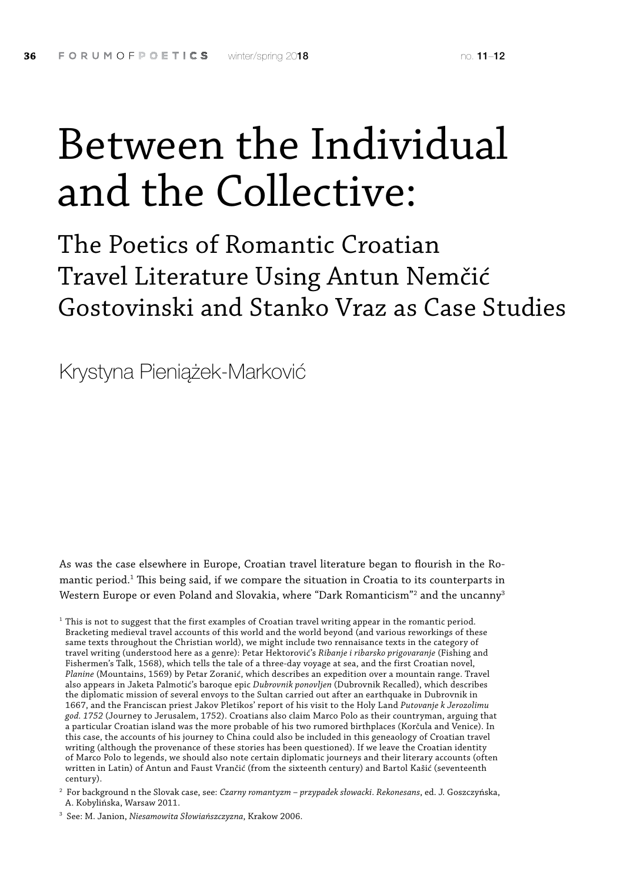# Between the Individual and the Collective:

## The Poetics of Romantic Croatian Travel Literature Using Antun Nemčić Gostovinski and Stanko Vraz as Case Studies

Krystyna Pieniążek-Marković

As was the case elsewhere in Europe, Croatian travel literature began to flourish in the Romantic period.[1] This being said, if we compare the situation in Croatia to its counterparts in Western Europe or even Poland and Slovakia, where "Dark Romanticism"[2] and the uncanny[3]

[1] This is not to suggest that the first examples of Croatian travel writing appear in the romantic period. Bracketing medieval travel accounts of this world and the world beyond (and various reworkings of these same texts throughout the Christian world), we might include two rennaisance texts in the category of travel writing (understood here as a genre): Petar Hektorović's *Ribanje i ribarsko prigovaranje* (Fishing and Fishermen's Talk, 1568), which tells the tale of a three-day voyage at sea, and the first Croatian novel, *Planine* (Mountains, 1569) by Petar Zoranić, which describes an expedition over a mountain range. Travel also appears in Jaketa Palmotić's baroque epic *Dubrovnik ponovljen* (Dubrovnik Recalled), which describes the diplomatic mission of several envoys to the Sultan carried out after an earthquake in Dubrovnik in 1667, and the Franciscan priest Jakov Pletikos' report of his visit to the Holy Land *Putovanje k Jerozolimu god. 1752* (Journey to Jerusalem, 1752). Croatians also claim Marco Polo as their countryman, arguing that a particular Croatian island was the more probable of his two rumored birthplaces (Korčula and Venice). In this case, the accounts of his journey to China could also be included in this geneaology of Croatian travel writing (although the provenance of these stories has been questioned). If we leave the Croatian identity of Marco Polo to legends, we should also note certain diplomatic journeys and their literary accounts (often written in Latin) of Antun and Faust Vrančić (from the sixteenth century) and Bartol Kašić (seventeenth century).

[2] For background n the Slovak case, see: *Czarny romantyzm – przypadek słowacki*. *Rekonesans*, ed. J. Goszczyńska, A. Kobylińska, Warsaw 2011.

[3] See: M. Janion, *Niesamowita Słowiańszczyzna*, Krakow 2006.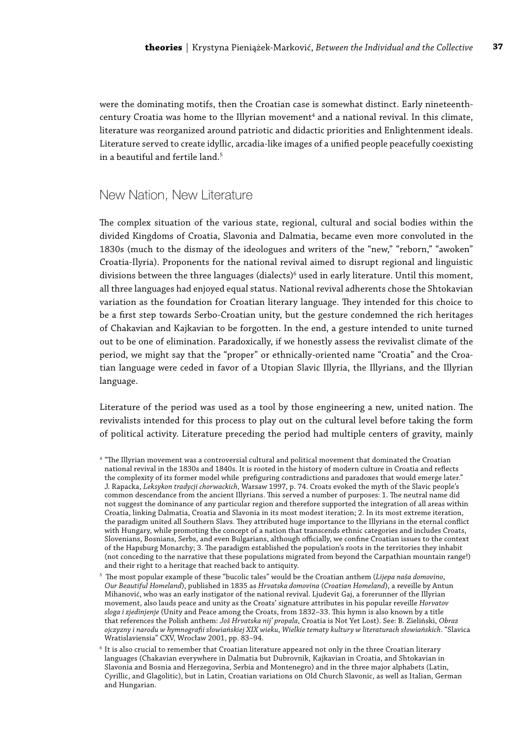were the dominating motifs, then the Croatian case is somewhat distinct. Early nineteenth-century Croatia was home to the Illyrian movement[4] and a national revival. In this climate, literature was reorganized around patriotic and didactic priorities and Enlightenment ideals. Literature served to create idyllic, arcadia-like images of a unified people peacefully coexisting in a beautiful and fertile land.[5]

## New Nation, New Literature

The complex situation of the various state, regional, cultural and social bodies within the divided Kingdoms of Croatia, Slavonia and Dalmatia, became even more convoluted in the 1830s (much to the dismay of the ideologues and writers of the "new," "reborn," "awoken" Croatia-Ilyria). Proponents for the national revival aimed to disrupt regional and linguistic divisions between the three languages (dialects)[6] used in early literature. Until this moment, all three languages had enjoyed equal status. National revival adherents chose the Shtokavian variation as the foundation for Croatian literary language. They intended for this choice to be a first step towards Serbo-Croatian unity, but the gesture condemned the rich heritages of Chakavian and Kajkavian to be forgotten. In the end, a gesture intended to unite turned out to be one of elimination. Paradoxically, if we honestly assess the revivalist climate of the period, we might say that the "proper" or ethnically-oriented name "Croatia" and the Croatian language were ceded in favor of a Utopian Slavic Illyria, the Illyrians, and the Illyrian language.

Literature of the period was used as a tool by those engineering a new, united nation. The revivalists intended for this process to play out on the cultural level before taking the form of political activity. Literature preceding the period had multiple centers of gravity, mainly

---

[4] "The Illyrian movement was a controversial cultural and political movement that dominated the Croatian national revival in the 1830s and 1840s. It is rooted in the history of modern culture in Croatia and reflects the complexity of its former model while prefiguring contradictions and paradoxes that would emerge later." J. Rapacka, *Leksykon tradycji chorwackich*, Warsaw 1997, p. 74. Croats evoked the myth of the Slavic people's common descendance from the ancient Illyrians. This served a number of purposes: 1. The neutral name did not suggest the dominance of any particular region and therefore supported the integration of all areas within Croatia, linking Dalmatia, Croatia and Slavonia in its most modest iteration; 2. In its most extreme iteration, the paradigm united all Southern Slavs. They attributed huge importance to the Illyrians in the eternal conflict with Hungary, while promoting the concept of a nation that transcends ethnic categories and includes Croats, Slovenians, Bosnians, Serbs, and even Bulgarians, although officially, we confine Croatian issues to the context of the Hapsburg Monarchy; 3. The paradigm established the population's roots in the territories they inhabit (not conceding to the narrative that these populations migrated from beyond the Carpathian mountain range!) and their right to a heritage that reached back to antiquity.

[5] The most popular example of these "bucolic tales" would be the Croatian anthem (*Lijepa naša domovino*, *Our Beautiful Homeland*), published in 1835 as *Hrvatska domovina* (*Croatian Homeland*), a reveille by Antun Mihanović, who was an early instigator of the national revival. Ljudevit Gaj, a forerunner of the Illyrian movement, also lauds peace and unity as the Croats' signature attributes in his popular reveille *Horvatov sloga i zjedinjenje* (Unity and Peace among the Croats, from 1832–33. This hymn is also known by a title that references the Polish anthem: *Još Hrvatska nij' propala*, Croatia is Not Yet Lost). See: B. Zieliński, *Obraz ojczyzny i narodu w hymnografii słowiańskiej XIX wieku*, *Wielkie tematy kultury w literaturach słowiańskich*. "Slavica Wratislaviensia" CXV, Wrocław 2001, pp. 83–94.

[6] It is also crucial to remember that Croatian literature appeared not only in the three Croatian literary languages (Chakavian everywhere in Dalmatia but Dubrovnik, Kajkavian in Croatia, and Shtokavian in Slavonia and Bosnia and Herzegovina, Serbia and Montenegro) and in the three major alphabets (Latin, Cyrillic, and Glagolitic), but in Latin, Croatian variations on Old Church Slavonic, as well as Italian, German and Hungarian.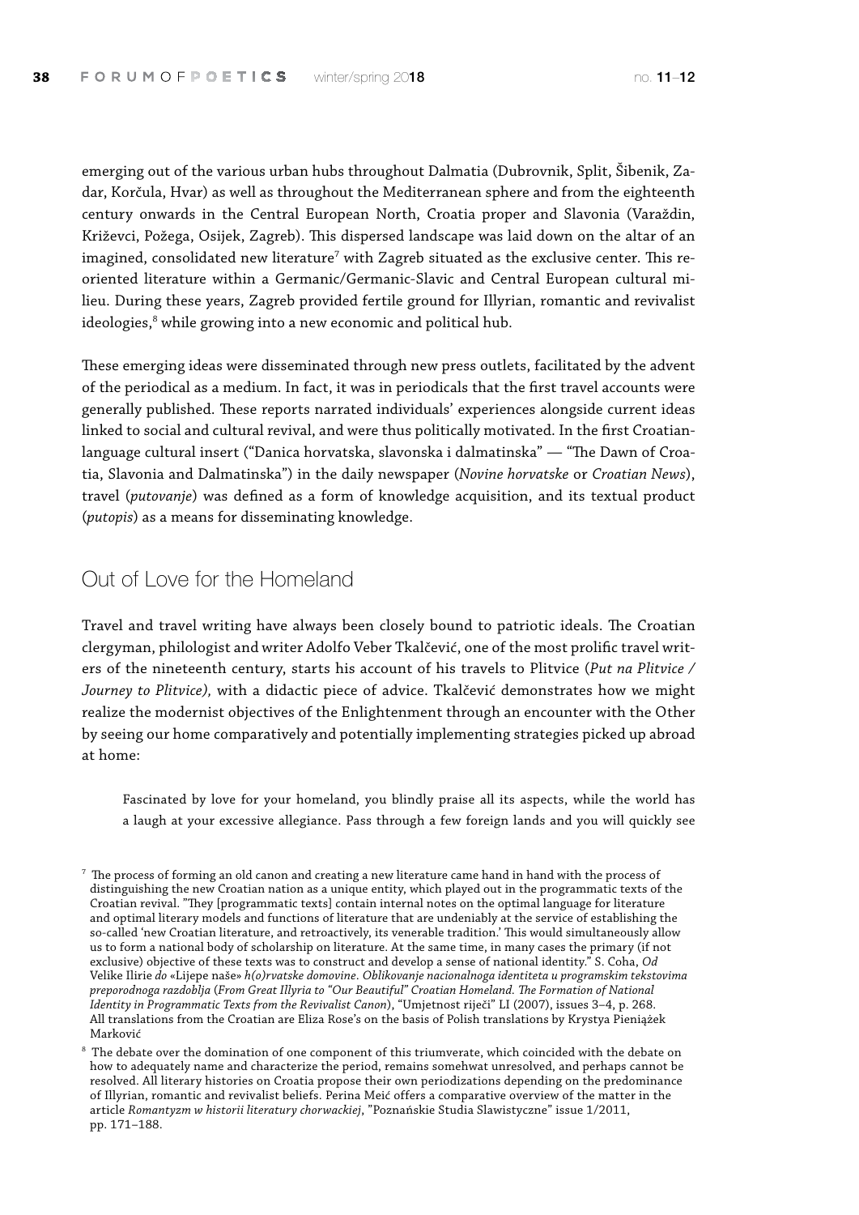emerging out of the various urban hubs throughout Dalmatia (Dubrovnik, Split, Šibenik, Zadar, Korčula, Hvar) as well as throughout the Mediterranean sphere and from the eighteenth century onwards in the Central European North, Croatia proper and Slavonia (Varaždin, Križevci, Požega, Osijek, Zagreb). This dispersed landscape was laid down on the altar of an imagined, consolidated new literature[7] with Zagreb situated as the exclusive center. This reoriented literature within a Germanic/Germanic-Slavic and Central European cultural milieu. During these years, Zagreb provided fertile ground for Illyrian, romantic and revivalist ideologies,[8] while growing into a new economic and political hub.

These emerging ideas were disseminated through new press outlets, facilitated by the advent of the periodical as a medium. In fact, it was in periodicals that the first travel accounts were generally published. These reports narrated individuals' experiences alongside current ideas linked to social and cultural revival, and were thus politically motivated. In the first Croatian-language cultural insert ("Danica horvatska, slavonska i dalmatinska" — "The Dawn of Croatia, Slavonia and Dalmatinska") in the daily newspaper (*Novine horvatske* or *Croatian News*), travel (*putovanje*) was defined as a form of knowledge acquisition, and its textual product (*putopis*) as a means for disseminating knowledge.

## Out of Love for the Homeland

Travel and travel writing have always been closely bound to patriotic ideals. The Croatian clergyman, philologist and writer Adolfo Veber Tkalčević, one of the most prolific travel writers of the nineteenth century, starts his account of his travels to Plitvice (*Put na Plitvice / Journey to Plitvice),* with a didactic piece of advice. Tkalčević demonstrates how we might realize the modernist objectives of the Enlightenment through an encounter with the Other by seeing our home comparatively and potentially implementing strategies picked up abroad at home:

> Fascinated by love for your homeland, you blindly praise all its aspects, while the world has a laugh at your excessive allegiance. Pass through a few foreign lands and you will quickly see

[7] The process of forming an old canon and creating a new literature came hand in hand with the process of distinguishing the new Croatian nation as a unique entity, which played out in the programmatic texts of the Croatian revival. "They [programmatic texts] contain internal notes on the optimal language for literature and optimal literary models and functions of literature that are undeniably at the service of establishing the so-called 'new Croatian literature, and retroactively, its venerable tradition.' This would simultaneously allow us to form a national body of scholarship on literature. At the same time, in many cases the primary (if not exclusive) objective of these texts was to construct and develop a sense of national identity." S. Coha, *Od* Velike Ilirie *do* «Lijepe naše» *h(o)rvatske domovine. Oblikovanje nacionalnoga identiteta u programskim tekstovima preporodnoga razdoblja* (*From Great Illyria to "Our Beautiful" Croatian Homeland. The Formation of National Identity in Programmatic Texts from the Revivalist Canon*), "Umjetnost riječi" LI (2007), issues 3–4, p. 268. All translations from the Croatian are Eliza Rose's on the basis of Polish translations by Krystya Pieniążek Marković

[8] The debate over the domination of one component of this triumverate, which coincided with the debate on how to adequately name and characterize the period, remains somehwat unresolved, and perhaps cannot be resolved. All literary histories on Croatia propose their own periodizations depending on the predominance of Illyrian, romantic and revivalist beliefs. Perina Meić offers a comparative overview of the matter in the article *Romantyzm w historii literatury chorwackiej*, "Poznańskie Studia Slawistyczne" issue 1/2011, pp. 171–188.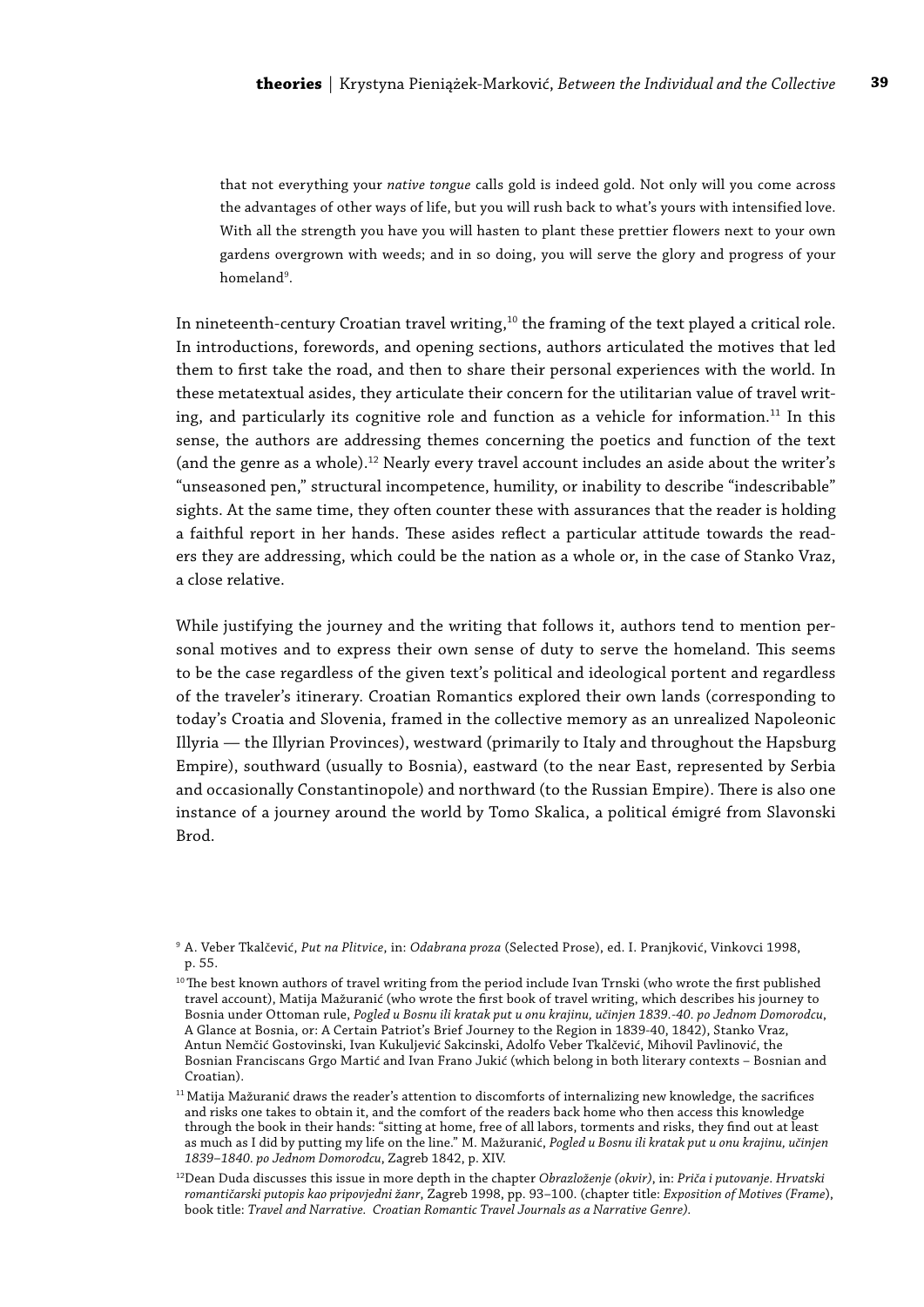> that not everything your *native tongue* calls gold is indeed gold. Not only will you come across the advantages of other ways of life, but you will rush back to what's yours with intensified love. With all the strength you have you will hasten to plant these prettier flowers next to your own gardens overgrown with weeds; and in so doing, you will serve the glory and progress of your homeland[9].

In nineteenth-century Croatian travel writing,[10] the framing of the text played a critical role. In introductions, forewords, and opening sections, authors articulated the motives that led them to first take the road, and then to share their personal experiences with the world. In these metatextual asides, they articulate their concern for the utilitarian value of travel writing, and particularly its cognitive role and function as a vehicle for information.[11] In this sense, the authors are addressing themes concerning the poetics and function of the text (and the genre as a whole).[12] Nearly every travel account includes an aside about the writer's "unseasoned pen," structural incompetence, humility, or inability to describe "indescribable" sights. At the same time, they often counter these with assurances that the reader is holding a faithful report in her hands. These asides reflect a particular attitude towards the readers they are addressing, which could be the nation as a whole or, in the case of Stanko Vraz, a close relative.

While justifying the journey and the writing that follows it, authors tend to mention personal motives and to express their own sense of duty to serve the homeland. This seems to be the case regardless of the given text's political and ideological portent and regardless of the traveler's itinerary. Croatian Romantics explored their own lands (corresponding to today's Croatia and Slovenia, framed in the collective memory as an unrealized Napoleonic Illyria — the Illyrian Provinces), westward (primarily to Italy and throughout the Hapsburg Empire), southward (usually to Bosnia), eastward (to the near East, represented by Serbia and occasionally Constantinople) and northward (to the Russian Empire). There is also one instance of a journey around the world by Tomo Skalica, a political émigré from Slavonski Brod.

[9] A. Veber Tkalčević, *Put na Plitvice*, in: *Odabrana proza* (Selected Prose), ed. I. Pranjković, Vinkovci 1998, p. 55.

[10] The best known authors of travel writing from the period include Ivan Trnski (who wrote the first published travel account), Matija Mažuranić (who wrote the first book of travel writing, which describes his journey to Bosnia under Ottoman rule, *Pogled u Bosnu ili kratak put u onu krajinu, učinjen 1839.-40. po Jednom Domorodcu*, A Glance at Bosnia, or: A Certain Patriot's Brief Journey to the Region in 1839-40, 1842), Stanko Vraz, Antun Nemčić Gostovinski, Ivan Kukuljević Sakcinski, Adolfo Veber Tkalčević, Mihovil Pavlinović, the Bosnian Franciscans Grgo Martić and Ivan Frano Jukić (which belong in both literary contexts – Bosnian and Croatian).

[11] Matija Mažuranić draws the reader's attention to discomforts of internalizing new knowledge, the sacrifices and risks one takes to obtain it, and the comfort of the readers back home who then access this knowledge through the book in their hands: "sitting at home, free of all labors, torments and risks, they find out at least as much as I did by putting my life on the line." M. Mažuranić, *Pogled u Bosnu ili kratak put u onu krajinu, učinjen 1839–1840. po Jednom Domorodcu*, Zagreb 1842, p. XIV.

[12] Dean Duda discusses this issue in more depth in the chapter *Obrazloženje (okvir)*, in: *Priča i putovanje. Hrvatski romantičarski putopis kao pripovjedni žanr*, Zagreb 1998, pp. 93–100. (chapter title: *Exposition of Motives (Frame)*, book title: *Travel and Narrative. Croatian Romantic Travel Journals as a Narrative Genre).*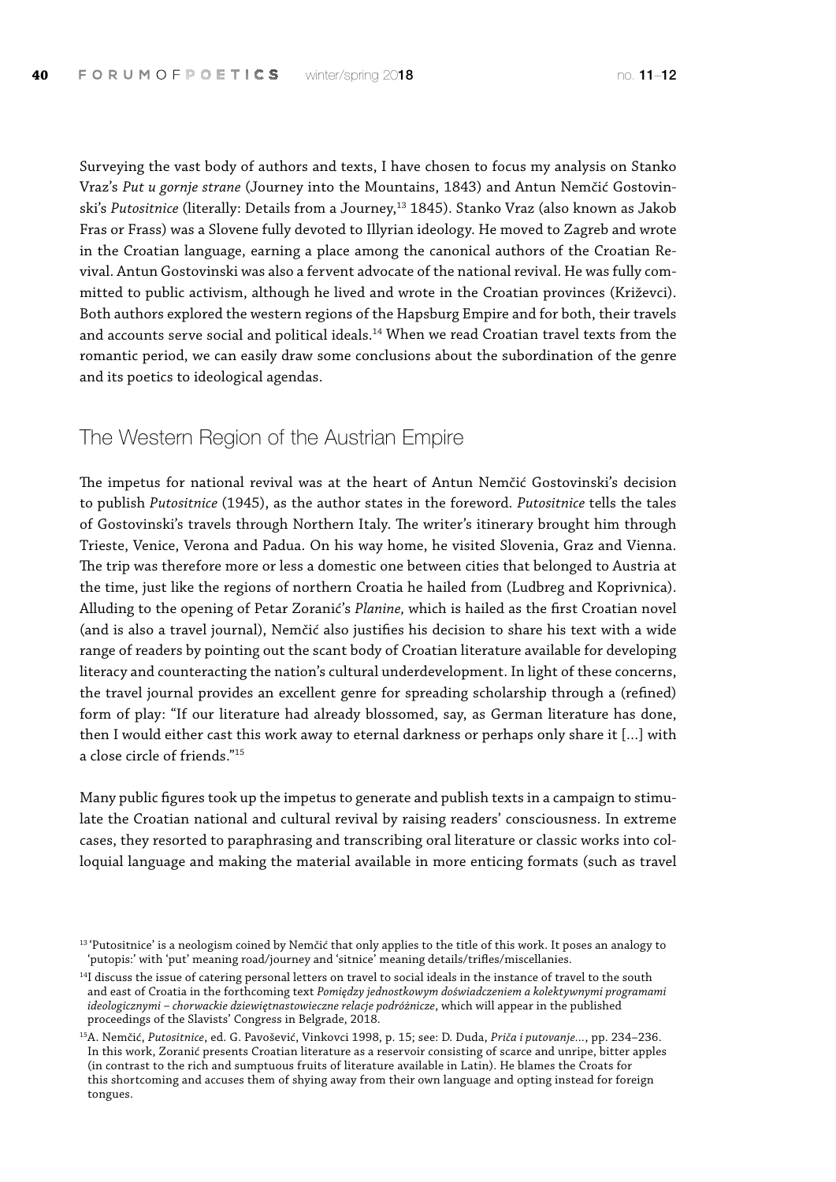Surveying the vast body of authors and texts, I have chosen to focus my analysis on Stanko Vraz's *Put u gornje strane* (Journey into the Mountains, 1843) and Antun Nemčić Gostovinski's *Putositnice* (literally: Details from a Journey,[13] 1845). Stanko Vraz (also known as Jakob Fras or Frass) was a Slovene fully devoted to Illyrian ideology. He moved to Zagreb and wrote in the Croatian language, earning a place among the canonical authors of the Croatian Revival. Antun Gostovinski was also a fervent advocate of the national revival. He was fully committed to public activism, although he lived and wrote in the Croatian provinces (Križevci). Both authors explored the western regions of the Hapsburg Empire and for both, their travels and accounts serve social and political ideals.[14] When we read Croatian travel texts from the romantic period, we can easily draw some conclusions about the subordination of the genre and its poetics to ideological agendas.

## The Western Region of the Austrian Empire

The impetus for national revival was at the heart of Antun Nemčić Gostovinski's decision to publish *Putositnice* (1945), as the author states in the foreword. *Putositnice* tells the tales of Gostovinski's travels through Northern Italy. The writer's itinerary brought him through Trieste, Venice, Verona and Padua. On his way home, he visited Slovenia, Graz and Vienna. The trip was therefore more or less a domestic one between cities that belonged to Austria at the time, just like the regions of northern Croatia he hailed from (Ludbreg and Koprivnica). Alluding to the opening of Petar Zoranić's *Planine,* which is hailed as the first Croatian novel (and is also a travel journal), Nemčić also justifies his decision to share his text with a wide range of readers by pointing out the scant body of Croatian literature available for developing literacy and counteracting the nation's cultural underdevelopment. In light of these concerns, the travel journal provides an excellent genre for spreading scholarship through a (refined) form of play: "If our literature had already blossomed, say, as German literature has done, then I would either cast this work away to eternal darkness or perhaps only share it [...] with a close circle of friends."[15]

Many public figures took up the impetus to generate and publish texts in a campaign to stimulate the Croatian national and cultural revival by raising readers' consciousness. In extreme cases, they resorted to paraphrasing and transcribing oral literature or classic works into colloquial language and making the material available in more enticing formats (such as travel

[13] 'Putositnice' is a neologism coined by Nemčić that only applies to the title of this work. It poses an analogy to 'putopis:' with 'put' meaning road/journey and 'sitnice' meaning details/trifles/miscellanies.

[14] I discuss the issue of catering personal letters on travel to social ideals in the instance of travel to the south and east of Croatia in the forthcoming text *Pomiędzy jednostkowym doświadczeniem a kolektywnymi programami ideologicznymi – chorwackie dziewiętnastowieczne relacje podróżnicze*, which will appear in the published proceedings of the Slavists' Congress in Belgrade, 2018.

[15] A. Nemčić, *Putositnice*, ed. G. Pavošević, Vinkovci 1998, p. 15; see: D. Duda, *Priča i putovanje...*, pp. 234–236. In this work, Zoranić presents Croatian literature as a reservoir consisting of scarce and unripe, bitter apples (in contrast to the rich and sumptuous fruits of literature available in Latin). He blames the Croats for this shortcoming and accuses them of shying away from their own language and opting instead for foreign tongues.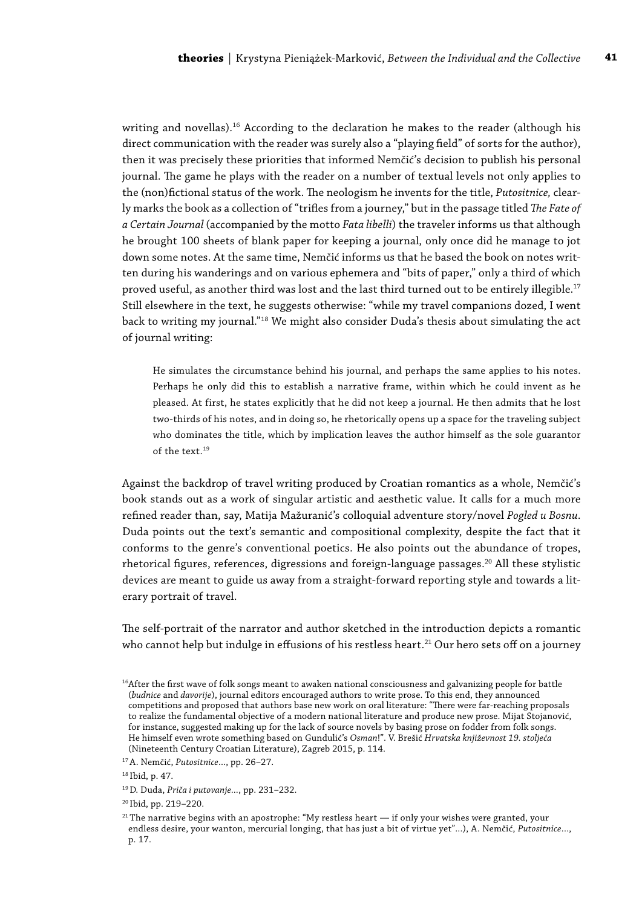writing and novellas).[16] According to the declaration he makes to the reader (although his direct communication with the reader was surely also a "playing field" of sorts for the author), then it was precisely these priorities that informed Nemčić's decision to publish his personal journal. The game he plays with the reader on a number of textual levels not only applies to the (non)fictional status of the work. The neologism he invents for the title, *Putositnice,* clearly marks the book as a collection of "trifles from a journey," but in the passage titled *The Fate of a Certain Journal* (accompanied by the motto *Fata libelli*) the traveler informs us that although he brought 100 sheets of blank paper for keeping a journal, only once did he manage to jot down some notes. At the same time, Nemčić informs us that he based the book on notes written during his wanderings and on various ephemera and "bits of paper," only a third of which proved useful, as another third was lost and the last third turned out to be entirely illegible.[17] Still elsewhere in the text, he suggests otherwise: "while my travel companions dozed, I went back to writing my journal."[18] We might also consider Duda's thesis about simulating the act of journal writing:

> He simulates the circumstance behind his journal, and perhaps the same applies to his notes. Perhaps he only did this to establish a narrative frame, within which he could invent as he pleased. At first, he states explicitly that he did not keep a journal. He then admits that he lost two-thirds of his notes, and in doing so, he rhetorically opens up a space for the traveling subject who dominates the title, which by implication leaves the author himself as the sole guarantor of the text.[19]

Against the backdrop of travel writing produced by Croatian romantics as a whole, Nemčić's book stands out as a work of singular artistic and aesthetic value. It calls for a much more refined reader than, say, Matija Mažuranić's colloquial adventure story/novel *Pogled u Bosnu*. Duda points out the text's semantic and compositional complexity, despite the fact that it conforms to the genre's conventional poetics. He also points out the abundance of tropes, rhetorical figures, references, digressions and foreign-language passages.[20] All these stylistic devices are meant to guide us away from a straight-forward reporting style and towards a literary portrait of travel.

The self-portrait of the narrator and author sketched in the introduction depicts a romantic who cannot help but indulge in effusions of his restless heart.[21] Our hero sets off on a journey

---

[16] After the first wave of folk songs meant to awaken national consciousness and galvanizing people for battle (*budnice* and *davorije*), journal editors encouraged authors to write prose. To this end, they announced competitions and proposed that authors base new work on oral literature: "There were far-reaching proposals to realize the fundamental objective of a modern national literature and produce new prose. Mijat Stojanović, for instance, suggested making up for the lack of source novels by basing prose on fodder from folk songs. He himself even wrote something based on Gundulić's *Osman*!". V. Brešić *Hrvatska književnost 19. stoljeća* (Nineteenth Century Croatian Literature), Zagreb 2015, p. 114.

[17] A. Nemčić, *Putositnice*..., pp. 26–27.

[18] Ibid, p. 47.

[19] D. Duda, *Priča i putovanje*..., pp. 231–232.

[20] Ibid, pp. 219–220.

[21] The narrative begins with an apostrophe: "My restless heart — if only your wishes were granted, your endless desire, your wanton, mercurial longing, that has just a bit of virtue yet"...), A. Nemčić, *Putositnice*..., p. 17.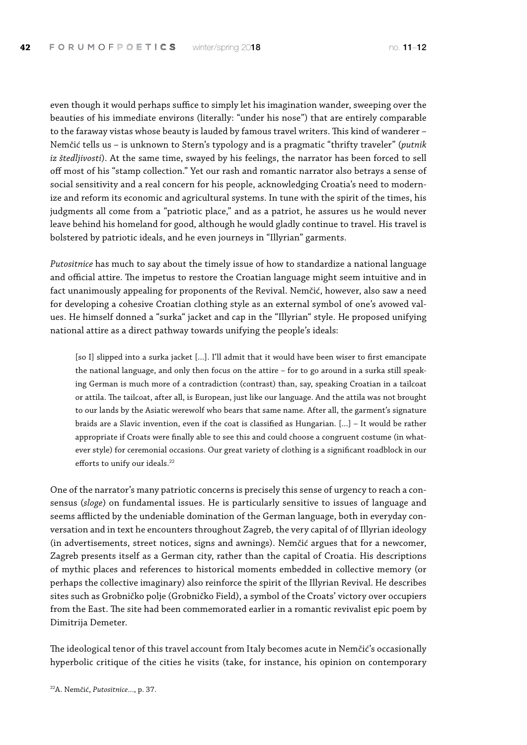even though it would perhaps suffice to simply let his imagination wander, sweeping over the beauties of his immediate environs (literally: "under his nose") that are entirely comparable to the faraway vistas whose beauty is lauded by famous travel writers. This kind of wanderer – Nemčić tells us – is unknown to Stern's typology and is a pragmatic "thrifty traveler" (*putnik iz štedljivosti*). At the same time, swayed by his feelings, the narrator has been forced to sell off most of his "stamp collection." Yet our rash and romantic narrator also betrays a sense of social sensitivity and a real concern for his people, acknowledging Croatia's need to modernize and reform its economic and agricultural systems. In tune with the spirit of the times, his judgments all come from a "patriotic place," and as a patriot, he assures us he would never leave behind his homeland for good, although he would gladly continue to travel. His travel is bolstered by patriotic ideals, and he even journeys in "Illyrian" garments.

*Putositnice* has much to say about the timely issue of how to standardize a national language and official attire. The impetus to restore the Croatian language might seem intuitive and in fact unanimously appealing for proponents of the Revival. Nemčić, however, also saw a need for developing a cohesive Croatian clothing style as an external symbol of one's avowed values. He himself donned a "surka" jacket and cap in the "Illyrian" style. He proposed unifying national attire as a direct pathway towards unifying the people's ideals:

> [so I] slipped into a surka jacket [...]. I'll admit that it would have been wiser to first emancipate the national language, and only then focus on the attire – for to go around in a surka still speaking German is much more of a contradiction (contrast) than, say, speaking Croatian in a tailcoat or attila. The tailcoat, after all, is European, just like our language. And the attila was not brought to our lands by the Asiatic werewolf who bears that same name. After all, the garment's signature braids are a Slavic invention, even if the coat is classified as Hungarian. [...] – It would be rather appropriate if Croats were finally able to see this and could choose a congruent costume (in whatever style) for ceremonial occasions. Our great variety of clothing is a significant roadblock in our efforts to unify our ideals.[22]

One of the narrator's many patriotic concerns is precisely this sense of urgency to reach a consensus (*sloge*) on fundamental issues. He is particularly sensitive to issues of language and seems afflicted by the undeniable domination of the German language, both in everyday conversation and in text he encounters throughout Zagreb, the very capital of of Illyrian ideology (in advertisements, street notices, signs and awnings). Nemčić argues that for a newcomer, Zagreb presents itself as a German city, rather than the capital of Croatia. His descriptions of mythic places and references to historical moments embedded in collective memory (or perhaps the collective imaginary) also reinforce the spirit of the Illyrian Revival. He describes sites such as Grobničko polje (Grobničko Field), a symbol of the Croats' victory over occupiers from the East. The site had been commemorated earlier in a romantic revivalist epic poem by Dimitrija Demeter.

The ideological tenor of this travel account from Italy becomes acute in Nemčić's occasionally hyperbolic critique of the cities he visits (take, for instance, his opinion on contemporary

[22] A. Nemčić, *Putositnice*..., p. 37.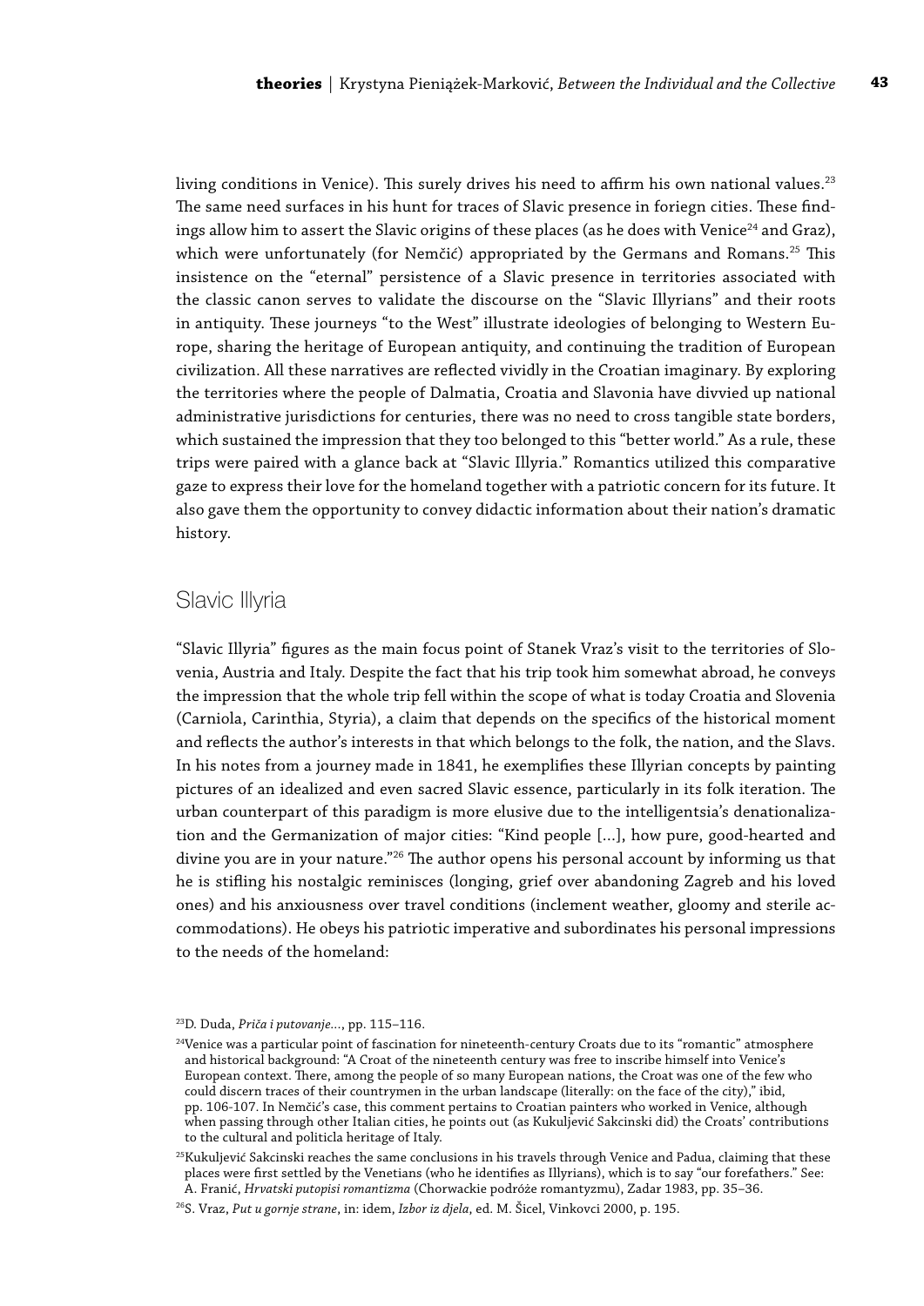living conditions in Venice). This surely drives his need to affirm his own national values.[23] The same need surfaces in his hunt for traces of Slavic presence in foriegn cities. These findings allow him to assert the Slavic origins of these places (as he does with Venice[24] and Graz), which were unfortunately (for Nemčić) appropriated by the Germans and Romans.[25] This insistence on the "eternal" persistence of a Slavic presence in territories associated with the classic canon serves to validate the discourse on the "Slavic Illyrians" and their roots in antiquity. These journeys "to the West" illustrate ideologies of belonging to Western Europe, sharing the heritage of European antiquity, and continuing the tradition of European civilization. All these narratives are reflected vividly in the Croatian imaginary. By exploring the territories where the people of Dalmatia, Croatia and Slavonia have divvied up national administrative jurisdictions for centuries, there was no need to cross tangible state borders, which sustained the impression that they too belonged to this "better world." As a rule, these trips were paired with a glance back at "Slavic Illyria." Romantics utilized this comparative gaze to express their love for the homeland together with a patriotic concern for its future. It also gave them the opportunity to convey didactic information about their nation's dramatic history.

## Slavic Illyria

"Slavic Illyria" figures as the main focus point of Stanek Vraz's visit to the territories of Slovenia, Austria and Italy. Despite the fact that his trip took him somewhat abroad, he conveys the impression that the whole trip fell within the scope of what is today Croatia and Slovenia (Carniola, Carinthia, Styria), a claim that depends on the specifics of the historical moment and reflects the author's interests in that which belongs to the folk, the nation, and the Slavs. In his notes from a journey made in 1841, he exemplifies these Illyrian concepts by painting pictures of an idealized and even sacred Slavic essence, particularly in its folk iteration. The urban counterpart of this paradigm is more elusive due to the intelligentsia's denationalization and the Germanization of major cities: "Kind people [...], how pure, good-hearted and divine you are in your nature."[26] The author opens his personal account by informing us that he is stifling his nostalgic reminisces (longing, grief over abandoning Zagreb and his loved ones) and his anxiousness over travel conditions (inclement weather, gloomy and sterile accommodations). He obeys his patriotic imperative and subordinates his personal impressions to the needs of the homeland:

---

[23] D. Duda, *Priča i putovanje...*, pp. 115–116.

[24] Venice was a particular point of fascination for nineteenth-century Croats due to its "romantic" atmosphere and historical background: "A Croat of the nineteenth century was free to inscribe himself into Venice's European context. There, among the people of so many European nations, the Croat was one of the few who could discern traces of their countrymen in the urban landscape (literally: on the face of the city)," ibid, pp. 106-107. In Nemčić's case, this comment pertains to Croatian painters who worked in Venice, although when passing through other Italian cities, he points out (as Kukuljević Sakcinski did) the Croats' contributions to the cultural and politicla heritage of Italy.

[25] Kukuljević Sakcinski reaches the same conclusions in his travels through Venice and Padua, claiming that these places were first settled by the Venetians (who he identifies as Illyrians), which is to say "our forefathers." See: A. Franić, *Hrvatski putopisi romantizma* (Chorwackie podróże romantyzmu), Zadar 1983, pp. 35–36.

[26] S. Vraz, *Put u gornje strane*, in: idem, *Izbor iz djela*, ed. M. Šicel, Vinkovci 2000, p. 195.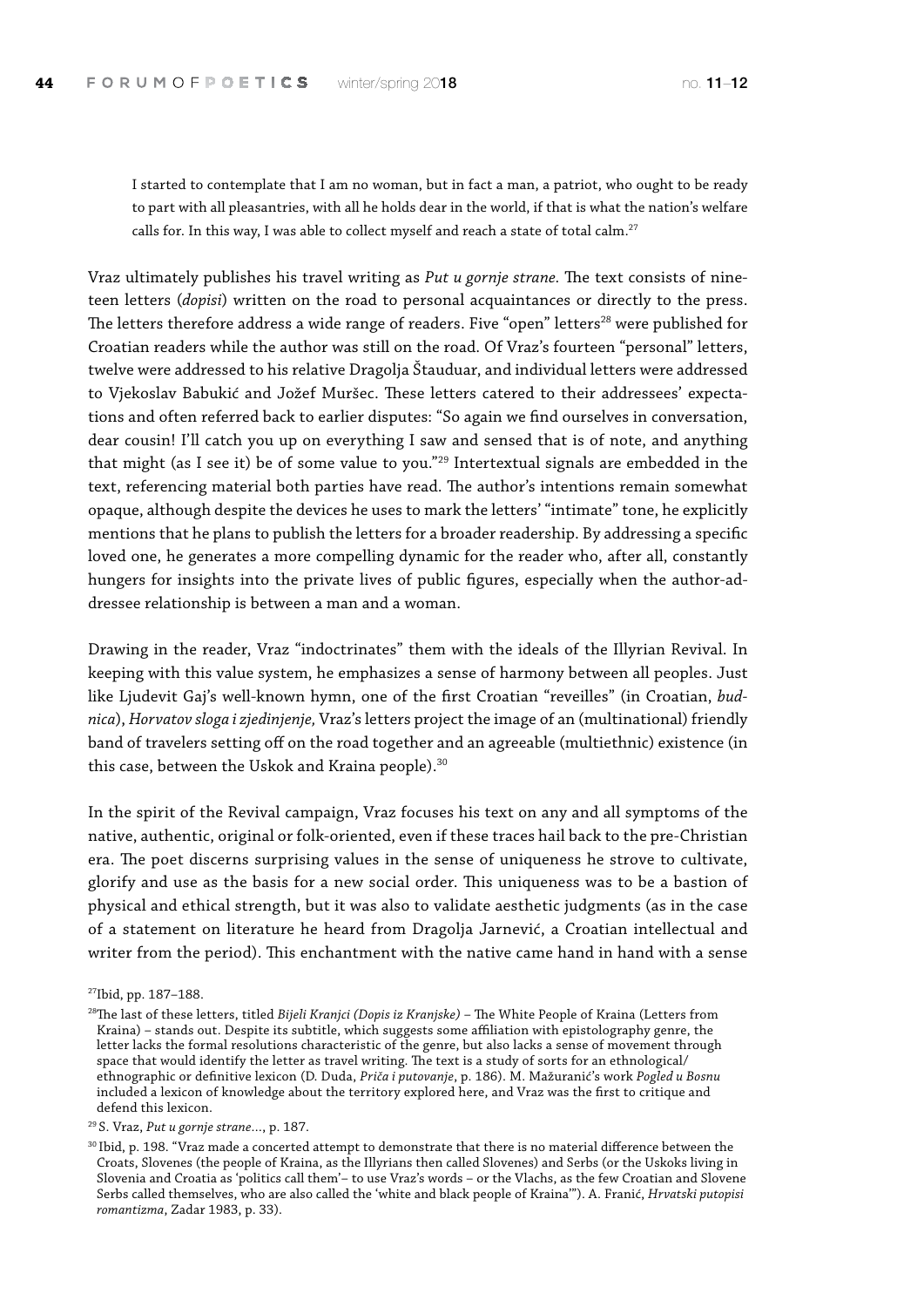> I started to contemplate that I am no woman, but in fact a man, a patriot, who ought to be ready to part with all pleasantries, with all he holds dear in the world, if that is what the nation's welfare calls for. In this way, I was able to collect myself and reach a state of total calm.[27]

Vraz ultimately publishes his travel writing as *Put u gornje strane*. The text consists of nineteen letters (*dopisi*) written on the road to personal acquaintances or directly to the press. The letters therefore address a wide range of readers. Five "open" letters[28] were published for Croatian readers while the author was still on the road. Of Vraz's fourteen "personal" letters, twelve were addressed to his relative Dragolja Štauduar, and individual letters were addressed to Vjekoslav Babukić and Jožef Muršec. These letters catered to their addressees' expectations and often referred back to earlier disputes: "So again we find ourselves in conversation, dear cousin! I'll catch you up on everything I saw and sensed that is of note, and anything that might (as I see it) be of some value to you."[29] Intertextual signals are embedded in the text, referencing material both parties have read. The author's intentions remain somewhat opaque, although despite the devices he uses to mark the letters' "intimate" tone, he explicitly mentions that he plans to publish the letters for a broader readership. By addressing a specific loved one, he generates a more compelling dynamic for the reader who, after all, constantly hungers for insights into the private lives of public figures, especially when the author-addressee relationship is between a man and a woman.

Drawing in the reader, Vraz "indoctrinates" them with the ideals of the Illyrian Revival. In keeping with this value system, he emphasizes a sense of harmony between all peoples. Just like Ljudevit Gaj's well-known hymn, one of the first Croatian "reveilles" (in Croatian, *budnica*), *Horvatov sloga i zjedinjenje,* Vraz's letters project the image of an (multinational) friendly band of travelers setting off on the road together and an agreeable (multiethnic) existence (in this case, between the Uskok and Kraina people).[30]

In the spirit of the Revival campaign, Vraz focuses his text on any and all symptoms of the native, authentic, original or folk-oriented, even if these traces hail back to the pre-Christian era. The poet discerns surprising values in the sense of uniqueness he strove to cultivate, glorify and use as the basis for a new social order. This uniqueness was to be a bastion of physical and ethical strength, but it was also to validate aesthetic judgments (as in the case of a statement on literature he heard from Dragolja Jarnević, a Croatian intellectual and writer from the period). This enchantment with the native came hand in hand with a sense

---

[27] Ibid, pp. 187–188.

[28] The last of these letters, titled *Bijeli Kranjci (Dopis iz Kranjske)* – The White People of Kraina (Letters from Kraina) – stands out. Despite its subtitle, which suggests some affiliation with epistolography genre, the letter lacks the formal resolutions characteristic of the genre, but also lacks a sense of movement through space that would identify the letter as travel writing. The text is a study of sorts for an ethnological/ethnographic or definitive lexicon (D. Duda, *Priča i putovanje*, p. 186). M. Mažuranić's work *Pogled u Bosnu* included a lexicon of knowledge about the territory explored here, and Vraz was the first to critique and defend this lexicon.

[29] S. Vraz, *Put u gornje strane*..., p. 187.

[30] Ibid, p. 198. "Vraz made a concerted attempt to demonstrate that there is no material difference between the Croats, Slovenes (the people of Kraina, as the Illyrians then called Slovenes) and Serbs (or the Uskoks living in Slovenia and Croatia as 'politics call them'– to use Vraz's words – or the Vlachs, as the few Croatian and Slovene Serbs called themselves, who are also called the 'white and black people of Kraina'"). A. Franić, *Hrvatski putopisi romantizma*, Zadar 1983, p. 33).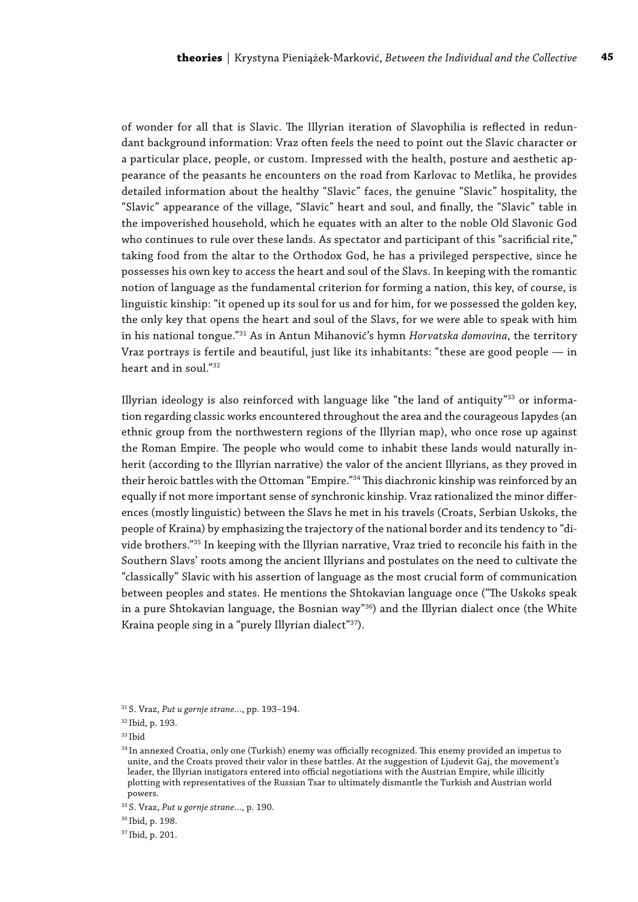of wonder for all that is Slavic. The Illyrian iteration of Slavophilia is reflected in redundant background information: Vraz often feels the need to point out the Slavic character or a particular place, people, or custom. Impressed with the health, posture and aesthetic appearance of the peasants he encounters on the road from Karlovac to Metlika, he provides detailed information about the healthy "Slavic" faces, the genuine "Slavic" hospitality, the "Slavic" appearance of the village, "Slavic" heart and soul, and finally, the "Slavic" table in the impoverished household, which he equates with an alter to the noble Old Slavonic God who continues to rule over these lands. As spectator and participant of this "sacrificial rite," taking food from the altar to the Orthodox God, he has a privileged perspective, since he possesses his own key to access the heart and soul of the Slavs. In keeping with the romantic notion of language as the fundamental criterion for forming a nation, this key, of course, is linguistic kinship: "it opened up its soul for us and for him, for we possessed the golden key, the only key that opens the heart and soul of the Slavs, for we were able to speak with him in his national tongue."[31] As in Antun Mihanović's hymn *Horvatska domovina*, the territory Vraz portrays is fertile and beautiful, just like its inhabitants: "these are good people — in heart and in soul."[32]

Illyrian ideology is also reinforced with language like "the land of antiquity"[33] or information regarding classic works encountered throughout the area and the courageous Iapydes (an ethnic group from the northwestern regions of the Illyrian map), who once rose up against the Roman Empire. The people who would come to inhabit these lands would naturally inherit (according to the Illyrian narrative) the valor of the ancient Illyrians, as they proved in their heroic battles with the Ottoman "Empire."[34] This diachronic kinship was reinforced by an equally if not more important sense of synchronic kinship. Vraz rationalized the minor differences (mostly linguistic) between the Slavs he met in his travels (Croats, Serbian Uskoks, the people of Kraina) by emphasizing the trajectory of the national border and its tendency to "divide brothers."[35] In keeping with the Illyrian narrative, Vraz tried to reconcile his faith in the Southern Slavs' roots among the ancient Illyrians and postulates on the need to cultivate the "classically" Slavic with his assertion of language as the most crucial form of communication between peoples and states. He mentions the Shtokavian language once ("The Uskoks speak in a pure Shtokavian language, the Bosnian way"[36]) and the Illyrian dialect once (the White Kraina people sing in a "purely Illyrian dialect"[37]).

[31] S. Vraz, *Put u gornje strane…*, pp. 193–194.

[32] Ibid, p. 193.

[33] Ibid

[34] In annexed Croatia, only one (Turkish) enemy was officially recognized. This enemy provided an impetus to unite, and the Croats proved their valor in these battles. At the suggestion of Ljudevit Gaj, the movement's leader, the Illyrian instigators entered into official negotiations with the Austrian Empire, while illicitly plotting with representatives of the Russian Tsar to ultimately dismantle the Turkish and Austrian world powers.

[35] S. Vraz, *Put u gornje strane…*, p. 190.

[36] Ibid, p. 198.

[37] Ibid, p. 201.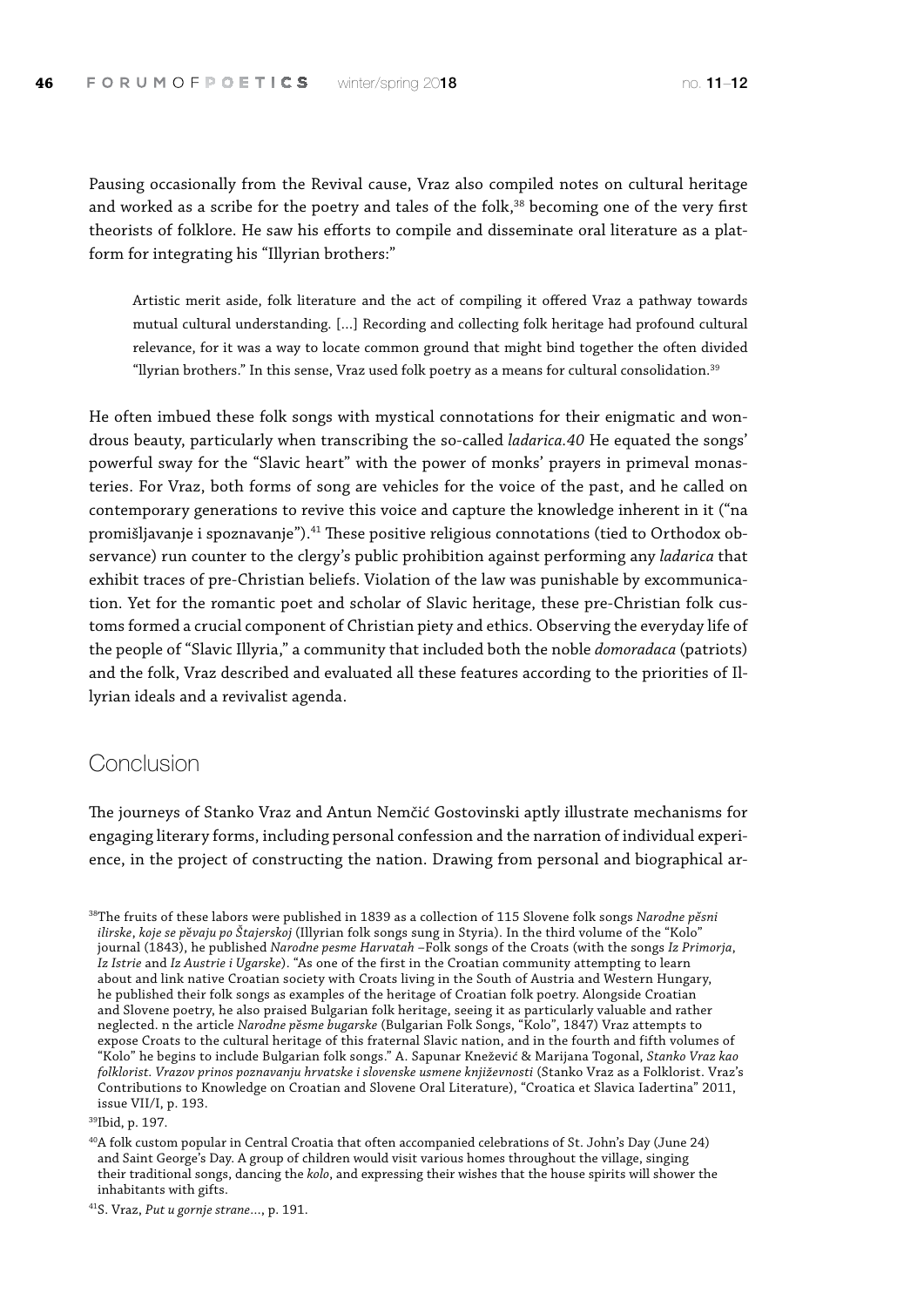Pausing occasionally from the Revival cause, Vraz also compiled notes on cultural heritage and worked as a scribe for the poetry and tales of the folk,[38] becoming one of the very first theorists of folklore. He saw his efforts to compile and disseminate oral literature as a platform for integrating his "Illyrian brothers:"

> Artistic merit aside, folk literature and the act of compiling it offered Vraz a pathway towards mutual cultural understanding. [...] Recording and collecting folk heritage had profound cultural relevance, for it was a way to locate common ground that might bind together the often divided "llyrian brothers." In this sense, Vraz used folk poetry as a means for cultural consolidation.[39]

He often imbued these folk songs with mystical connotations for their enigmatic and wondrous beauty, particularly when transcribing the so-called *ladarica.40* He equated the songs' powerful sway for the "Slavic heart" with the power of monks' prayers in primeval monasteries. For Vraz, both forms of song are vehicles for the voice of the past, and he called on contemporary generations to revive this voice and capture the knowledge inherent in it ("na promišljavanje i spoznavanje").[41] These positive religious connotations (tied to Orthodox observance) run counter to the clergy's public prohibition against performing any *ladarica* that exhibit traces of pre-Christian beliefs. Violation of the law was punishable by excommunication. Yet for the romantic poet and scholar of Slavic heritage, these pre-Christian folk customs formed a crucial component of Christian piety and ethics. Observing the everyday life of the people of "Slavic Illyria," a community that included both the noble *domoradaca* (patriots) and the folk, Vraz described and evaluated all these features according to the priorities of Illyrian ideals and a revivalist agenda.

## Conclusion

The journeys of Stanko Vraz and Antun Nemčić Gostovinski aptly illustrate mechanisms for engaging literary forms, including personal confession and the narration of individual experience, in the project of constructing the nation. Drawing from personal and biographical ar-

[38]The fruits of these labors were published in 1839 as a collection of 115 Slovene folk songs *Narodne pěsni ilirske*, *koje se pěvaju po Štajerskoj* (Illyrian folk songs sung in Styria). In the third volume of the "Kolo" journal (1843), he published *Narodne pesme Harvatah* –Folk songs of the Croats (with the songs *Iz Primorja*, *Iz Istrie* and *Iz Austrie i Ugarske*). "As one of the first in the Croatian community attempting to learn about and link native Croatian society with Croats living in the South of Austria and Western Hungary, he published their folk songs as examples of the heritage of Croatian folk poetry. Alongside Croatian and Slovene poetry, he also praised Bulgarian folk heritage, seeing it as particularly valuable and rather neglected. n the article *Narodne pěsme bugarske* (Bulgarian Folk Songs, "Kolo", 1847) Vraz attempts to expose Croats to the cultural heritage of this fraternal Slavic nation, and in the fourth and fifth volumes of "Kolo" he begins to include Bulgarian folk songs." A. Sapunar Knežević & Marijana Togonal, *Stanko Vraz kao folklorist. Vrazov prinos poznavanju hrvatske i slovenske usmene književnosti* (Stanko Vraz as a Folklorist. Vraz's Contributions to Knowledge on Croatian and Slovene Oral Literature), "Croatica et Slavica Iadertina" 2011, issue VII/I, p. 193.

[39]Ibid, p. 197.

[40]A folk custom popular in Central Croatia that often accompanied celebrations of St. John's Day (June 24) and Saint George's Day. A group of children would visit various homes throughout the village, singing their traditional songs, dancing the *kolo*, and expressing their wishes that the house spirits will shower the inhabitants with gifts.

[41]S. Vraz, *Put u gornje strane*..., p. 191.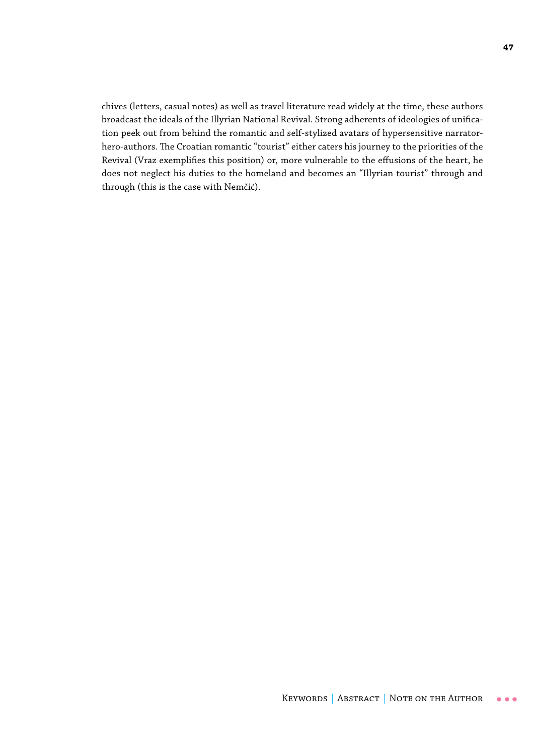chives (letters, casual notes) as well as travel literature read widely at the time, these authors broadcast the ideals of the Illyrian National Revival. Strong adherents of ideologies of unification peek out from behind the romantic and self-stylized avatars of hypersensitive narrator-hero-authors. The Croatian romantic "tourist" either caters his journey to the priorities of the Revival (Vraz exemplifies this position) or, more vulnerable to the effusions of the heart, he does not neglect his duties to the homeland and becomes an "Illyrian tourist" through and through (this is the case with Nemčić).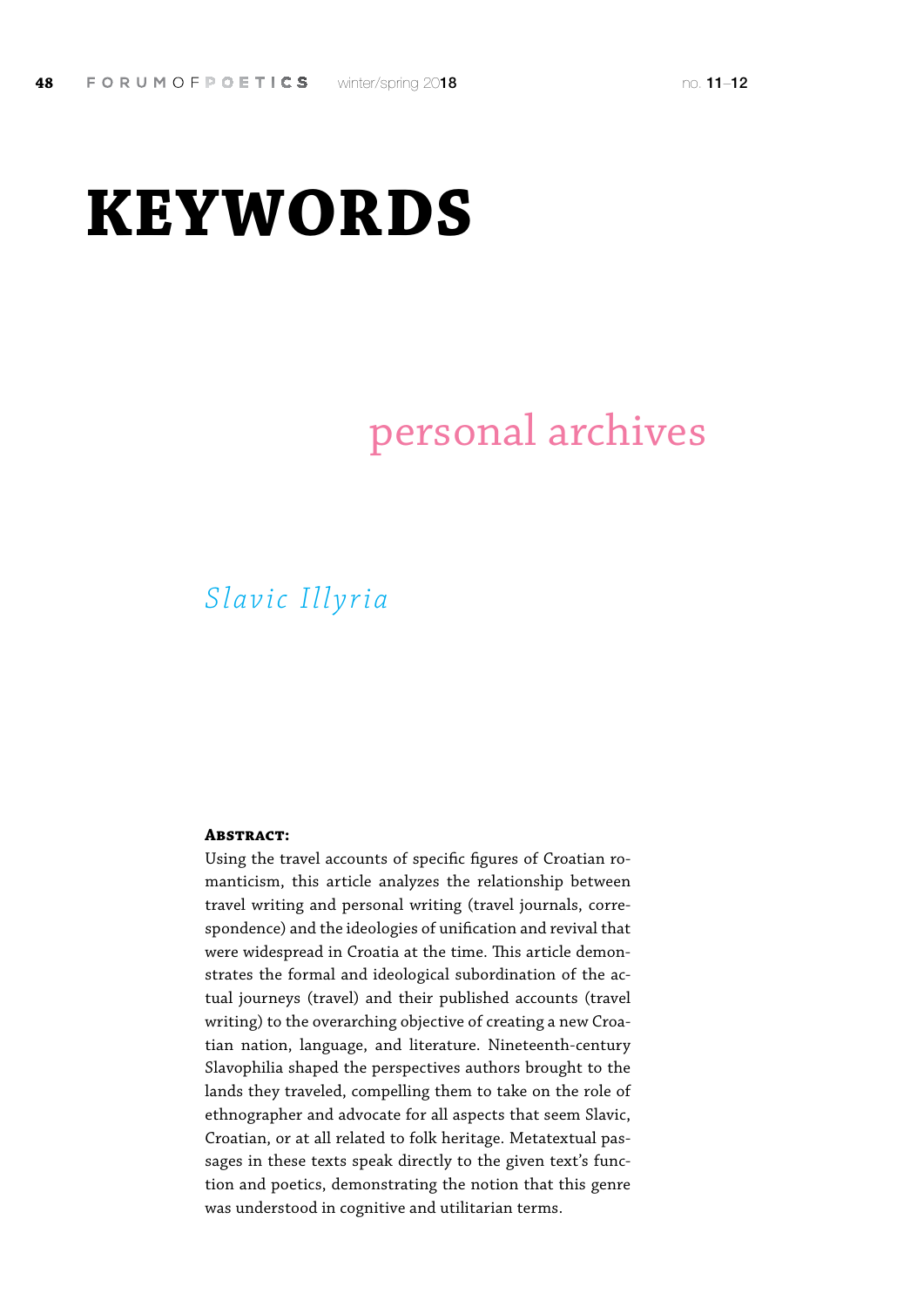# KEYWORDS

personal archives

*Slavic Illyria*

**Abstract:**

Using the travel accounts of specific figures of Croatian romanticism, this article analyzes the relationship between travel writing and personal writing (travel journals, correspondence) and the ideologies of unification and revival that were widespread in Croatia at the time. This article demonstrates the formal and ideological subordination of the actual journeys (travel) and their published accounts (travel writing) to the overarching objective of creating a new Croatian nation, language, and literature. Nineteenth-century Slavophilia shaped the perspectives authors brought to the lands they traveled, compelling them to take on the role of ethnographer and advocate for all aspects that seem Slavic, Croatian, or at all related to folk heritage. Metatextual passages in these texts speak directly to the given text's function and poetics, demonstrating the notion that this genre was understood in cognitive and utilitarian terms.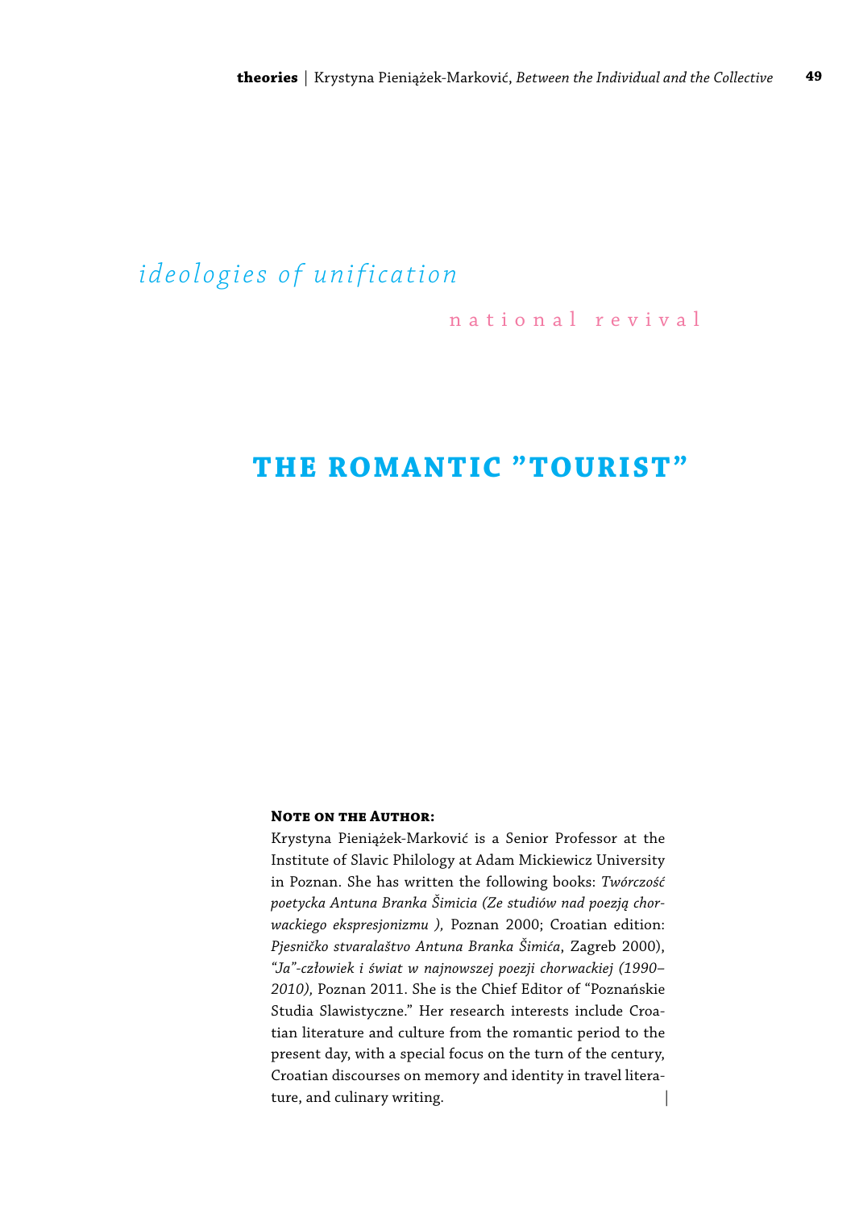*ideologies of unification*

n a t i o n a l   r e v i v a l

# THE ROMANTIC ”TOURIST”

**Note on the Author:**

Krystyna Pieniążek-Marković is a Senior Professor at the Institute of Slavic Philology at Adam Mickiewicz University in Poznan. She has written the following books: *Twórczość poetycka Antuna Branka Šimicia (Ze studiów nad poezją chorwackiego ekspresjonizmu ),* Poznan 2000; Croatian edition: *Pjesničko stvaralaštvo Antuna Branka Šimića*, Zagreb 2000), *“Ja”-człowiek i świat w najnowszej poezji chorwackiej (1990–2010),* Poznan 2011. She is the Chief Editor of “Poznańskie Studia Slawistyczne.” Her research interests include Croatian literature and culture from the romantic period to the present day, with a special focus on the turn of the century, Croatian discourses on memory and identity in travel literature, and culinary writing.